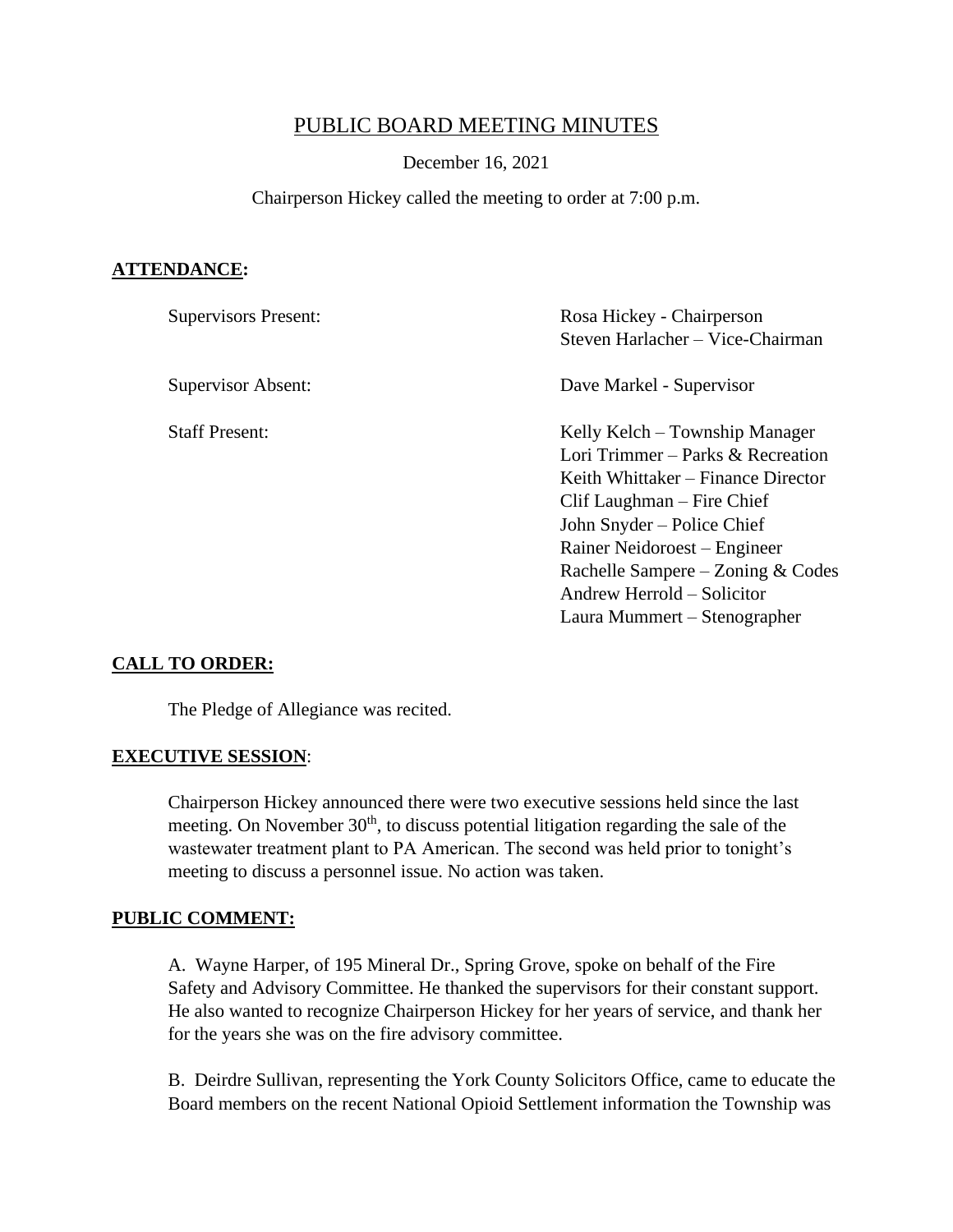# PUBLIC BOARD MEETING MINUTES

December 16, 2021

Chairperson Hickey called the meeting to order at 7:00 p.m.

## ATTENDANCE:

| | |
|---|---|
| Supervisors Present: | Rosa Hickey - Chairperson<br>Steven Harlacher – Vice-Chairman |
| Supervisor Absent: | Dave Markel - Supervisor |
| Staff Present: | Kelly Kelch – Township Manager<br>Lori Trimmer – Parks & Recreation<br>Keith Whittaker – Finance Director<br>Clif Laughman – Fire Chief<br>John Snyder – Police Chief<br>Rainer Neidoroest – Engineer<br>Rachelle Sampere – Zoning & Codes<br>Andrew Herrold – Solicitor<br>Laura Mummert – Stenographer |

## CALL TO ORDER:

The Pledge of Allegiance was recited.

## EXECUTIVE SESSION:

Chairperson Hickey announced there were two executive sessions held since the last meeting. On November 30th, to discuss potential litigation regarding the sale of the wastewater treatment plant to PA American. The second was held prior to tonight's meeting to discuss a personnel issue. No action was taken.

## PUBLIC COMMENT:

A. Wayne Harper, of 195 Mineral Dr., Spring Grove, spoke on behalf of the Fire Safety and Advisory Committee. He thanked the supervisors for their constant support. He also wanted to recognize Chairperson Hickey for her years of service, and thank her for the years she was on the fire advisory committee.

B. Deirdre Sullivan, representing the York County Solicitors Office, came to educate the Board members on the recent National Opioid Settlement information the Township was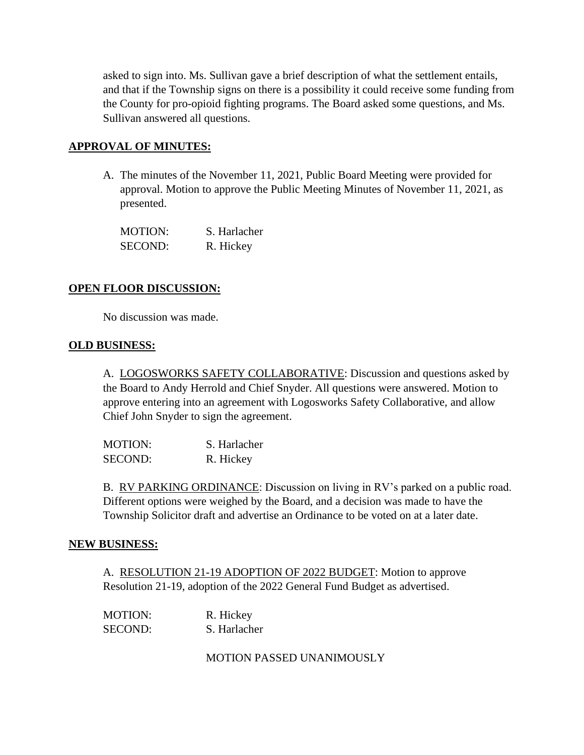asked to sign into. Ms. Sullivan gave a brief description of what the settlement entails, and that if the Township signs on there is a possibility it could receive some funding from the County for pro-opioid fighting programs. The Board asked some questions, and Ms. Sullivan answered all questions.

**APPROVAL OF MINUTES:**

A. The minutes of the November 11, 2021, Public Board Meeting were provided for approval. Motion to approve the Public Meeting Minutes of November 11, 2021, as presented.

MOTION: S. Harlacher
SECOND: R. Hickey

**OPEN FLOOR DISCUSSION:**

No discussion was made.

**OLD BUSINESS:**

A. LOGOSWORKS SAFETY COLLABORATIVE: Discussion and questions asked by the Board to Andy Herrold and Chief Snyder. All questions were answered. Motion to approve entering into an agreement with Logosworks Safety Collaborative, and allow Chief John Snyder to sign the agreement.

MOTION: S. Harlacher
SECOND: R. Hickey

B. RV PARKING ORDINANCE: Discussion on living in RV's parked on a public road. Different options were weighed by the Board, and a decision was made to have the Township Solicitor draft and advertise an Ordinance to be voted on at a later date.

**NEW BUSINESS:**

A. RESOLUTION 21-19 ADOPTION OF 2022 BUDGET: Motion to approve Resolution 21-19, adoption of the 2022 General Fund Budget as advertised.

MOTION: R. Hickey
SECOND: S. Harlacher

MOTION PASSED UNANIMOUSLY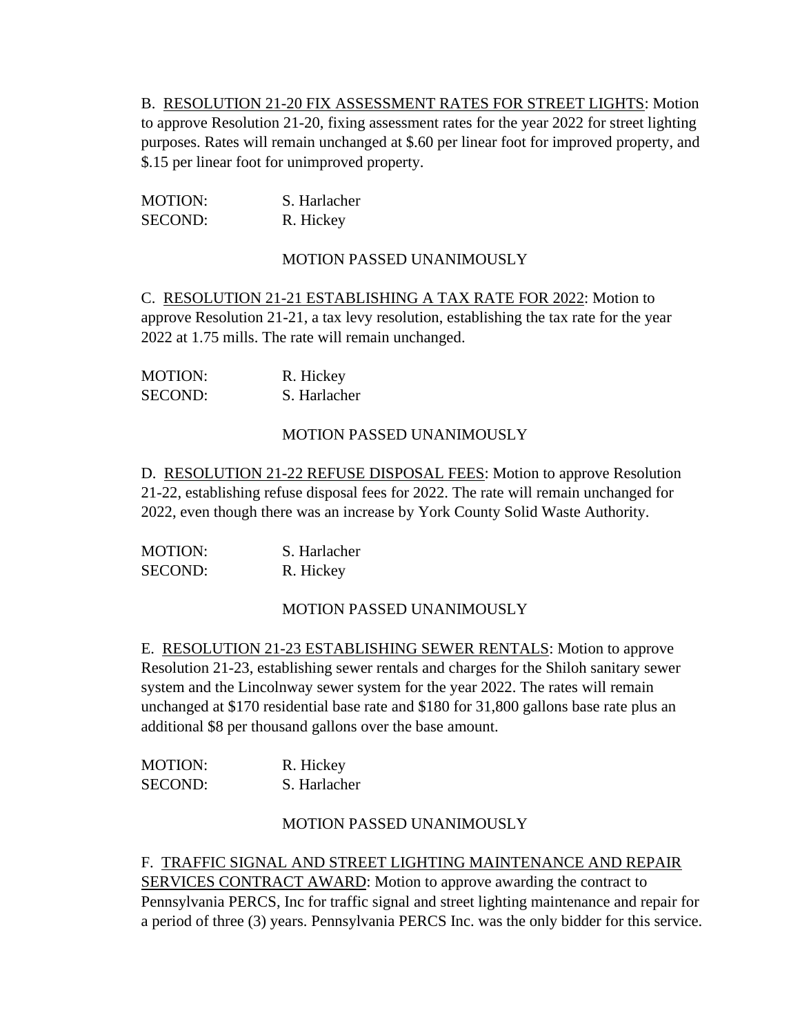B. <u>RESOLUTION 21-20 FIX ASSESSMENT RATES FOR STREET LIGHTS</u>: Motion to approve Resolution 21-20, fixing assessment rates for the year 2022 for street lighting purposes. Rates will remain unchanged at $.60 per linear foot for improved property, and $.15 per linear foot for unimproved property.

MOTION: S. Harlacher
SECOND: R. Hickey

MOTION PASSED UNANIMOUSLY

C. <u>RESOLUTION 21-21 ESTABLISHING A TAX RATE FOR 2022</u>: Motion to approve Resolution 21-21, a tax levy resolution, establishing the tax rate for the year 2022 at 1.75 mills. The rate will remain unchanged.

MOTION: R. Hickey
SECOND: S. Harlacher

MOTION PASSED UNANIMOUSLY

D. <u>RESOLUTION 21-22 REFUSE DISPOSAL FEES</u>: Motion to approve Resolution 21-22, establishing refuse disposal fees for 2022. The rate will remain unchanged for 2022, even though there was an increase by York County Solid Waste Authority.

MOTION: S. Harlacher
SECOND: R. Hickey

MOTION PASSED UNANIMOUSLY

E. <u>RESOLUTION 21-23 ESTABLISHING SEWER RENTALS</u>: Motion to approve Resolution 21-23, establishing sewer rentals and charges for the Shiloh sanitary sewer system and the Lincolnway sewer system for the year 2022. The rates will remain unchanged at $170 residential base rate and $180 for 31,800 gallons base rate plus an additional $8 per thousand gallons over the base amount.

MOTION: R. Hickey
SECOND: S. Harlacher

MOTION PASSED UNANIMOUSLY

F. <u>TRAFFIC SIGNAL AND STREET LIGHTING MAINTENANCE AND REPAIR SERVICES CONTRACT AWARD</u>: Motion to approve awarding the contract to Pennsylvania PERCS, Inc for traffic signal and street lighting maintenance and repair for a period of three (3) years. Pennsylvania PERCS Inc. was the only bidder for this service.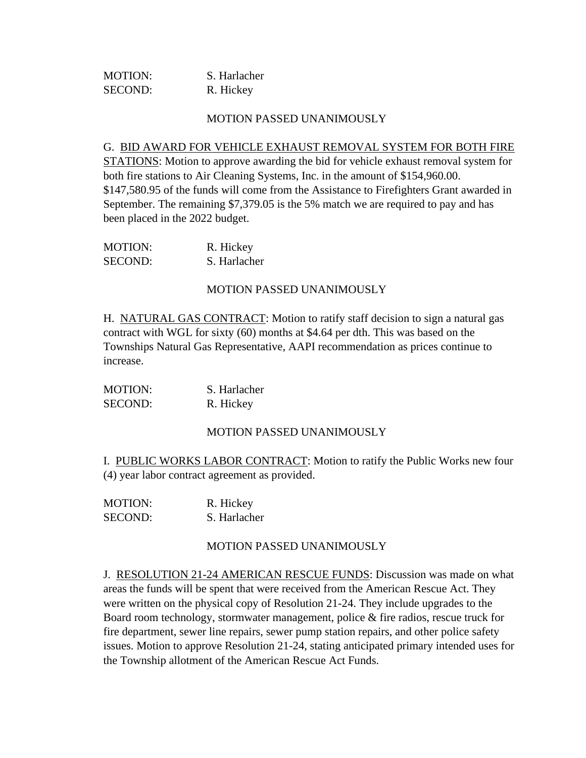MOTION: S. Harlacher
SECOND: R. Hickey

MOTION PASSED UNANIMOUSLY

G. <u>BID AWARD FOR VEHICLE EXHAUST REMOVAL SYSTEM FOR BOTH FIRE STATIONS</u>: Motion to approve awarding the bid for vehicle exhaust removal system for both fire stations to Air Cleaning Systems, Inc. in the amount of $154,960.00. $147,580.95 of the funds will come from the Assistance to Firefighters Grant awarded in September. The remaining $7,379.05 is the 5% match we are required to pay and has been placed in the 2022 budget.

MOTION: R. Hickey
SECOND: S. Harlacher

MOTION PASSED UNANIMOUSLY

H. <u>NATURAL GAS CONTRACT</u>: Motion to ratify staff decision to sign a natural gas contract with WGL for sixty (60) months at $4.64 per dth. This was based on the Townships Natural Gas Representative, AAPI recommendation as prices continue to increase.

MOTION: S. Harlacher
SECOND: R. Hickey

MOTION PASSED UNANIMOUSLY

I. <u>PUBLIC WORKS LABOR CONTRACT</u>: Motion to ratify the Public Works new four (4) year labor contract agreement as provided.

MOTION: R. Hickey
SECOND: S. Harlacher

MOTION PASSED UNANIMOUSLY

J. <u>RESOLUTION 21-24 AMERICAN RESCUE FUNDS</u>: Discussion was made on what areas the funds will be spent that were received from the American Rescue Act. They were written on the physical copy of Resolution 21-24. They include upgrades to the Board room technology, stormwater management, police & fire radios, rescue truck for fire department, sewer line repairs, sewer pump station repairs, and other police safety issues. Motion to approve Resolution 21-24, stating anticipated primary intended uses for the Township allotment of the American Rescue Act Funds.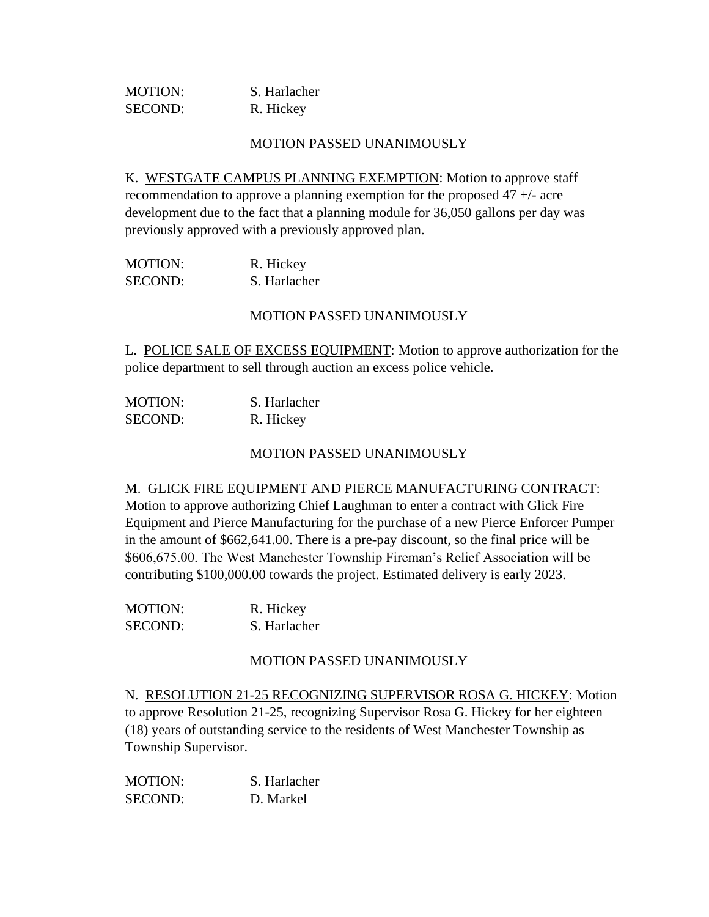MOTION: S. Harlacher
SECOND: R. Hickey

MOTION PASSED UNANIMOUSLY

K. WESTGATE CAMPUS PLANNING EXEMPTION: Motion to approve staff recommendation to approve a planning exemption for the proposed 47 +/- acre development due to the fact that a planning module for 36,050 gallons per day was previously approved with a previously approved plan.

MOTION: R. Hickey
SECOND: S. Harlacher

MOTION PASSED UNANIMOUSLY

L. POLICE SALE OF EXCESS EQUIPMENT: Motion to approve authorization for the police department to sell through auction an excess police vehicle.

MOTION: S. Harlacher
SECOND: R. Hickey

MOTION PASSED UNANIMOUSLY

M. GLICK FIRE EQUIPMENT AND PIERCE MANUFACTURING CONTRACT: Motion to approve authorizing Chief Laughman to enter a contract with Glick Fire Equipment and Pierce Manufacturing for the purchase of a new Pierce Enforcer Pumper in the amount of $662,641.00. There is a pre-pay discount, so the final price will be $606,675.00. The West Manchester Township Fireman's Relief Association will be contributing $100,000.00 towards the project. Estimated delivery is early 2023.

MOTION: R. Hickey
SECOND: S. Harlacher

MOTION PASSED UNANIMOUSLY

N. RESOLUTION 21-25 RECOGNIZING SUPERVISOR ROSA G. HICKEY: Motion to approve Resolution 21-25, recognizing Supervisor Rosa G. Hickey for her eighteen (18) years of outstanding service to the residents of West Manchester Township as Township Supervisor.

MOTION: S. Harlacher
SECOND: D. Markel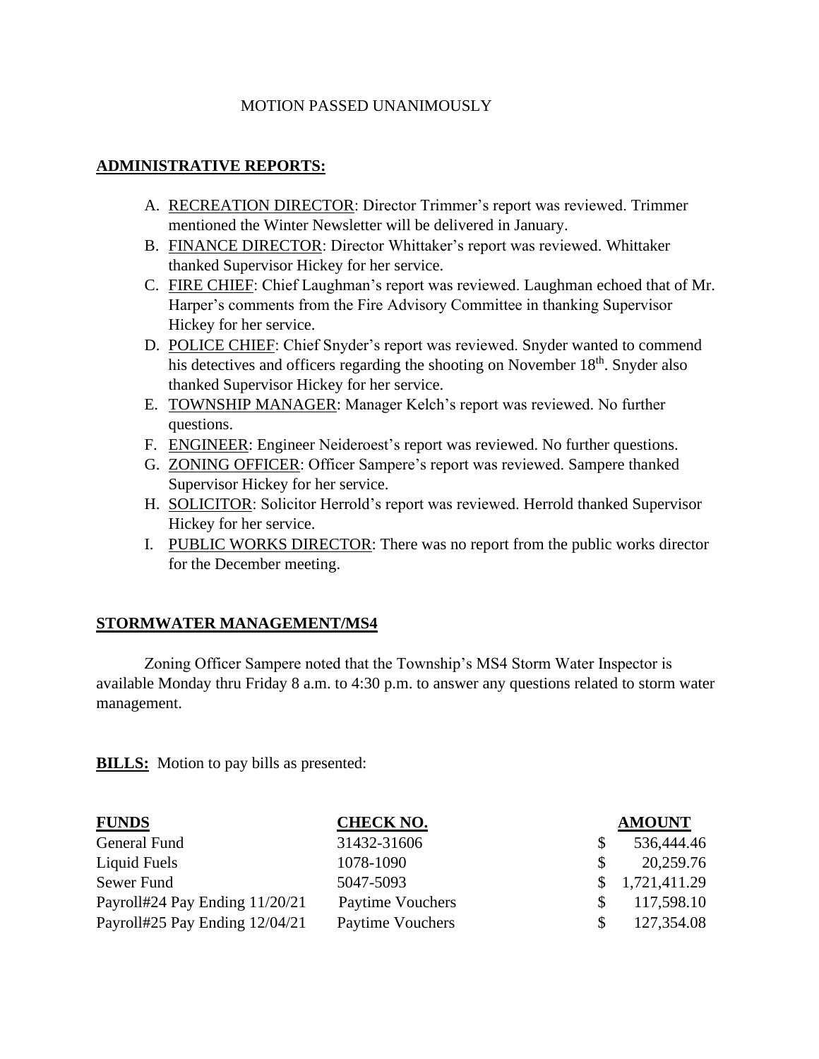MOTION PASSED UNANIMOUSLY

## ADMINISTRATIVE REPORTS:

A. RECREATION DIRECTOR: Director Trimmer's report was reviewed. Trimmer mentioned the Winter Newsletter will be delivered in January.
B. FINANCE DIRECTOR: Director Whittaker's report was reviewed. Whittaker thanked Supervisor Hickey for her service.
C. FIRE CHIEF: Chief Laughman's report was reviewed. Laughman echoed that of Mr. Harper's comments from the Fire Advisory Committee in thanking Supervisor Hickey for her service.
D. POLICE CHIEF: Chief Snyder's report was reviewed. Snyder wanted to commend his detectives and officers regarding the shooting on November 18th. Snyder also thanked Supervisor Hickey for her service.
E. TOWNSHIP MANAGER: Manager Kelch's report was reviewed. No further questions.
F. ENGINEER: Engineer Neideroest's report was reviewed. No further questions.
G. ZONING OFFICER: Officer Sampere's report was reviewed. Sampere thanked Supervisor Hickey for her service.
H. SOLICITOR: Solicitor Herrold's report was reviewed. Herrold thanked Supervisor Hickey for her service.
I. PUBLIC WORKS DIRECTOR: There was no report from the public works director for the December meeting.

## STORMWATER MANAGEMENT/MS4

Zoning Officer Sampere noted that the Township's MS4 Storm Water Inspector is available Monday thru Friday 8 a.m. to 4:30 p.m. to answer any questions related to storm water management.

**BILLS:** Motion to pay bills as presented:

| FUNDS | CHECK NO. | AMOUNT |
|---|---|---|
| General Fund | 31432-31606 | $ 536,444.46 |
| Liquid Fuels | 1078-1090 | $ 20,259.76 |
| Sewer Fund | 5047-5093 | $ 1,721,411.29 |
| Payroll#24 Pay Ending 11/20/21 | Paytime Vouchers | $ 117,598.10 |
| Payroll#25 Pay Ending 12/04/21 | Paytime Vouchers | $ 127,354.08 |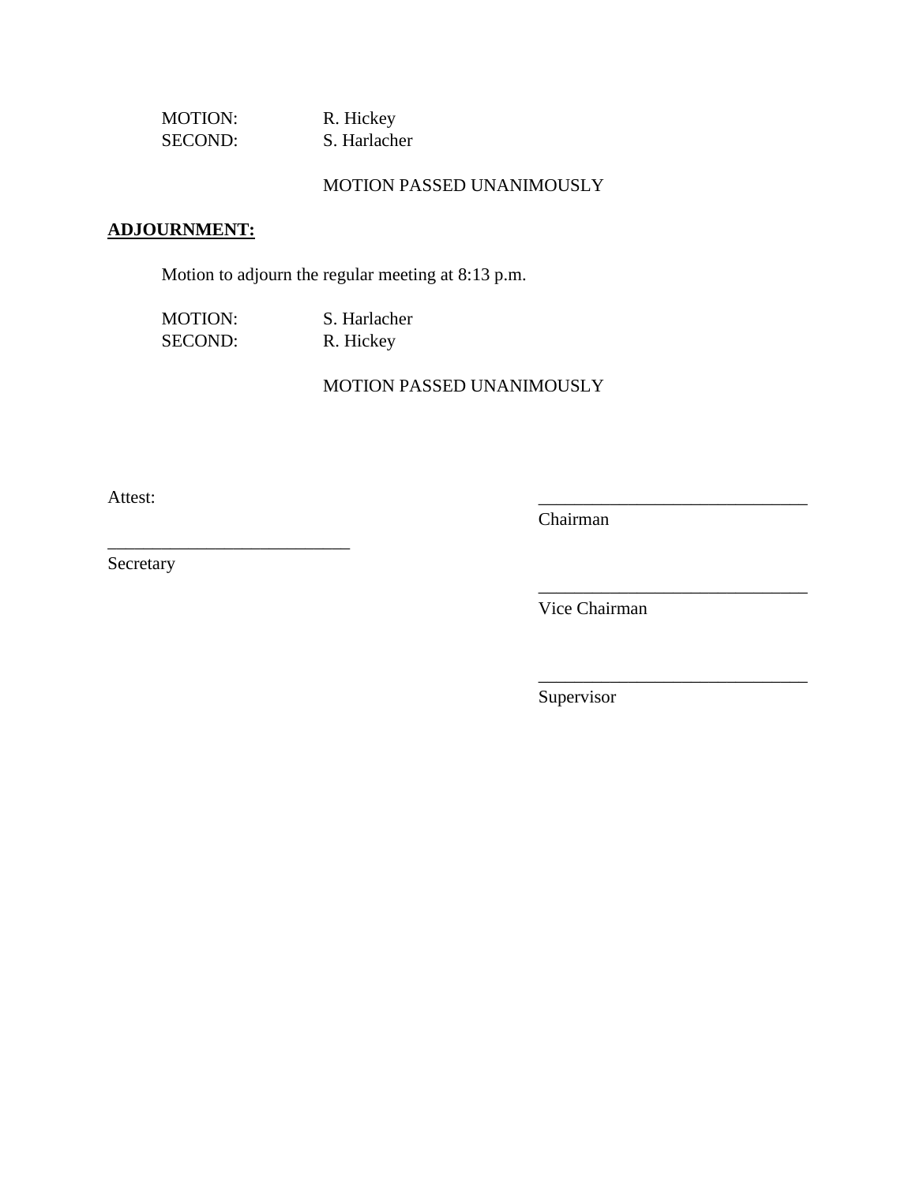MOTION: R. Hickey
SECOND: S. Harlacher

MOTION PASSED UNANIMOUSLY

**ADJOURNMENT:**

Motion to adjourn the regular meeting at 8:13 p.m.

MOTION: S. Harlacher
SECOND: R. Hickey

MOTION PASSED UNANIMOUSLY

Attest:

______________________________
Chairman

___________________________
Secretary

______________________________
Vice Chairman

______________________________
Supervisor